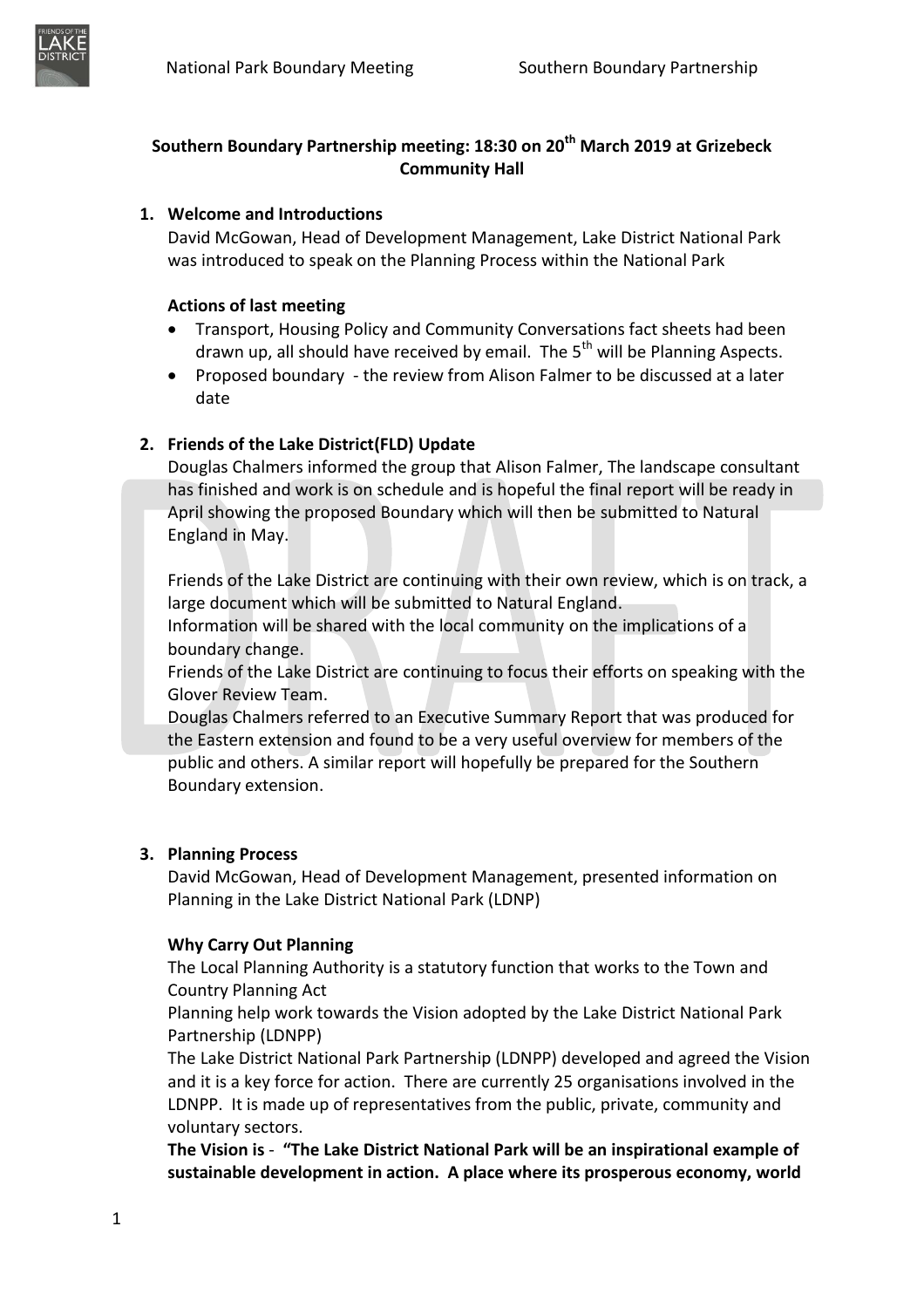## Southern Boundary Partnership meeting: 18:30 on 20th March 2019 at Grizebeck Community Hall

### 1. Welcome and Introductions

David McGowan, Head of Development Management, Lake District National Park was introduced to speak on the Planning Process within the National Park

**Actions of last meeting**

- Transport, Housing Policy and Community Conversations fact sheets had been drawn up, all should have received by email. The 5th will be Planning Aspects.
- Proposed boundary - the review from Alison Falmer to be discussed at a later date

### 2. Friends of the Lake District(FLD) Update

Douglas Chalmers informed the group that Alison Falmer, The landscape consultant has finished and work is on schedule and is hopeful the final report will be ready in April showing the proposed Boundary which will then be submitted to Natural England in May.

Friends of the Lake District are continuing with their own review, which is on track, a large document which will be submitted to Natural England.

Information will be shared with the local community on the implications of a boundary change.

Friends of the Lake District are continuing to focus their efforts on speaking with the Glover Review Team.

Douglas Chalmers referred to an Executive Summary Report that was produced for the Eastern extension and found to be a very useful overview for members of the public and others. A similar report will hopefully be prepared for the Southern Boundary extension.

### 3. Planning Process

David McGowan, Head of Development Management, presented information on Planning in the Lake District National Park (LDNP)

**Why Carry Out Planning**

The Local Planning Authority is a statutory function that works to the Town and Country Planning Act

Planning help work towards the Vision adopted by the Lake District National Park Partnership (LDNPP)

The Lake District National Park Partnership (LDNPP) developed and agreed the Vision and it is a key force for action. There are currently 25 organisations involved in the LDNPP. It is made up of representatives from the public, private, community and voluntary sectors.

**The Vision is** - **"The Lake District National Park will be an inspirational example of sustainable development in action. A place where its prosperous economy, world**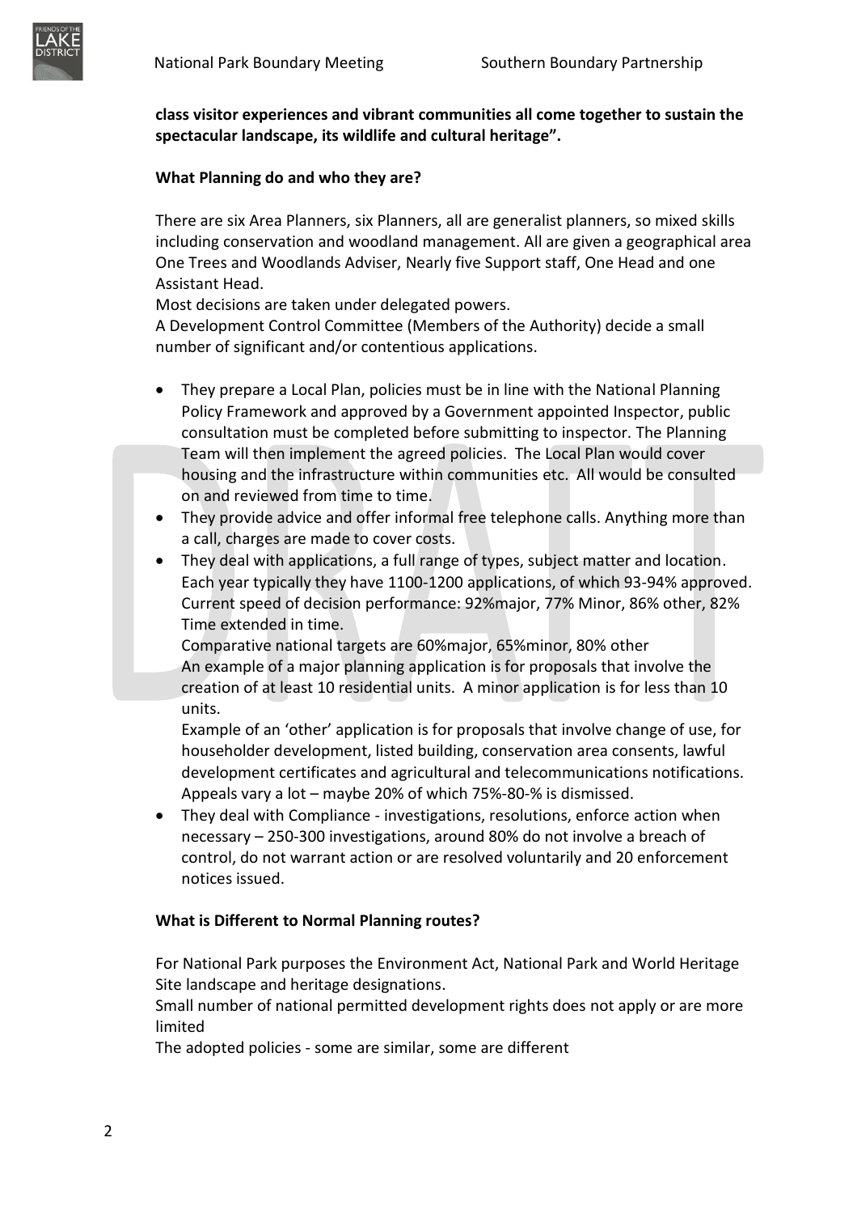**class visitor experiences and vibrant communities all come together to sustain the spectacular landscape, its wildlife and cultural heritage".**

**What Planning do and who they are?**

There are six Area Planners, six Planners, all are generalist planners, so mixed skills including conservation and woodland management. All are given a geographical area One Trees and Woodlands Adviser, Nearly five Support staff, One Head and one Assistant Head.

Most decisions are taken under delegated powers.

A Development Control Committee (Members of the Authority) decide a small number of significant and/or contentious applications.

- They prepare a Local Plan, policies must be in line with the National Planning Policy Framework and approved by a Government appointed Inspector, public consultation must be completed before submitting to inspector. The Planning Team will then implement the agreed policies. The Local Plan would cover housing and the infrastructure within communities etc. All would be consulted on and reviewed from time to time.
- They provide advice and offer informal free telephone calls. Anything more than a call, charges are made to cover costs.
- They deal with applications, a full range of types, subject matter and location. Each year typically they have 1100-1200 applications, of which 93-94% approved. Current speed of decision performance: 92%major, 77% Minor, 86% other, 82% Time extended in time.

  Comparative national targets are 60%major, 65%minor, 80% other

  An example of a major planning application is for proposals that involve the creation of at least 10 residential units. A minor application is for less than 10 units.

  Example of an 'other' application is for proposals that involve change of use, for householder development, listed building, conservation area consents, lawful development certificates and agricultural and telecommunications notifications. Appeals vary a lot – maybe 20% of which 75%-80-% is dismissed.
- They deal with Compliance - investigations, resolutions, enforce action when necessary – 250-300 investigations, around 80% do not involve a breach of control, do not warrant action or are resolved voluntarily and 20 enforcement notices issued.

**What is Different to Normal Planning routes?**

For National Park purposes the Environment Act, National Park and World Heritage Site landscape and heritage designations.

Small number of national permitted development rights does not apply or are more limited

The adopted policies - some are similar, some are different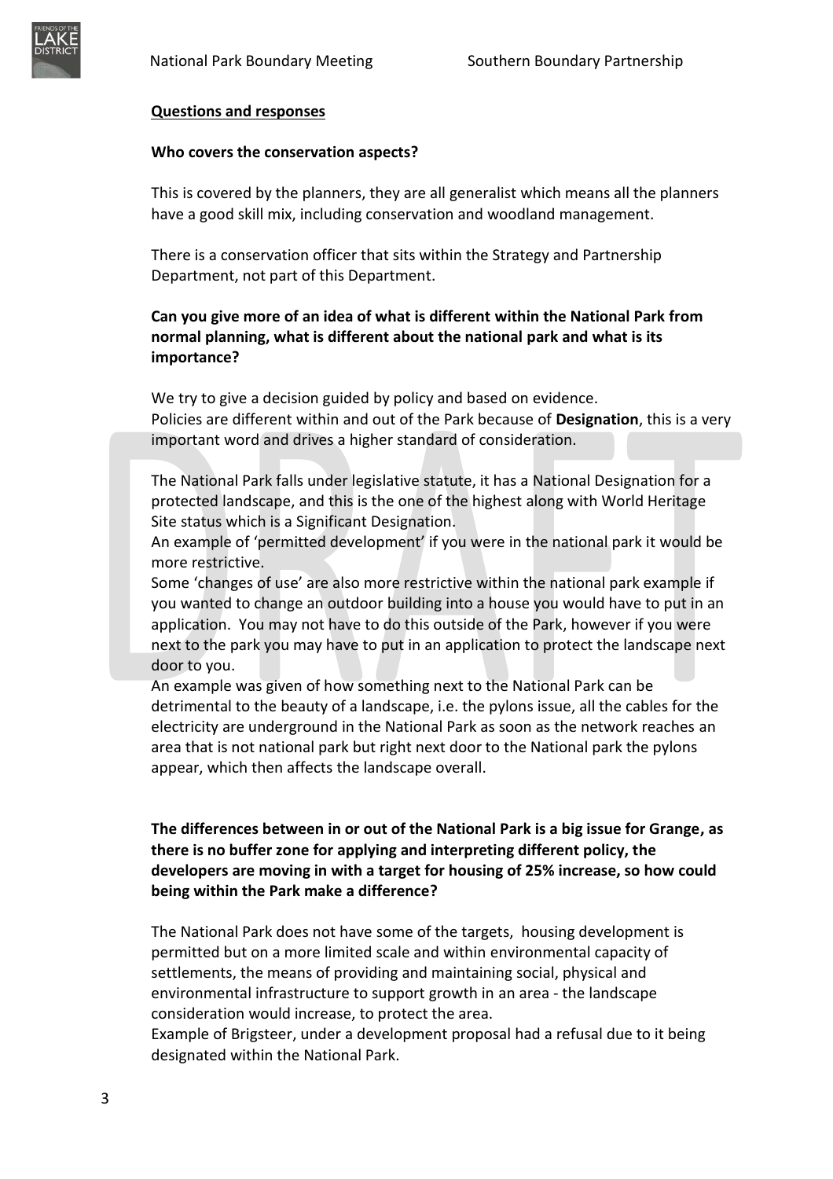**Questions and responses**

**Who covers the conservation aspects?**

This is covered by the planners, they are all generalist which means all the planners have a good skill mix, including conservation and woodland management.

There is a conservation officer that sits within the Strategy and Partnership Department, not part of this Department.

**Can you give more of an idea of what is different within the National Park from normal planning, what is different about the national park and what is its importance?**

We try to give a decision guided by policy and based on evidence.
Policies are different within and out of the Park because of **Designation**, this is a very important word and drives a higher standard of consideration.

The National Park falls under legislative statute, it has a National Designation for a protected landscape, and this is the one of the highest along with World Heritage Site status which is a Significant Designation.
An example of 'permitted development' if you were in the national park it would be more restrictive.
Some 'changes of use' are also more restrictive within the national park example if you wanted to change an outdoor building into a house you would have to put in an application. You may not have to do this outside of the Park, however if you were next to the park you may have to put in an application to protect the landscape next door to you.
An example was given of how something next to the National Park can be detrimental to the beauty of a landscape, i.e. the pylons issue, all the cables for the electricity are underground in the National Park as soon as the network reaches an area that is not national park but right next door to the National park the pylons appear, which then affects the landscape overall.

**The differences between in or out of the National Park is a big issue for Grange, as there is no buffer zone for applying and interpreting different policy, the developers are moving in with a target for housing of 25% increase, so how could being within the Park make a difference?**

The National Park does not have some of the targets, housing development is permitted but on a more limited scale and within environmental capacity of settlements, the means of providing and maintaining social, physical and environmental infrastructure to support growth in an area - the landscape consideration would increase, to protect the area.
Example of Brigsteer, under a development proposal had a refusal due to it being designated within the National Park.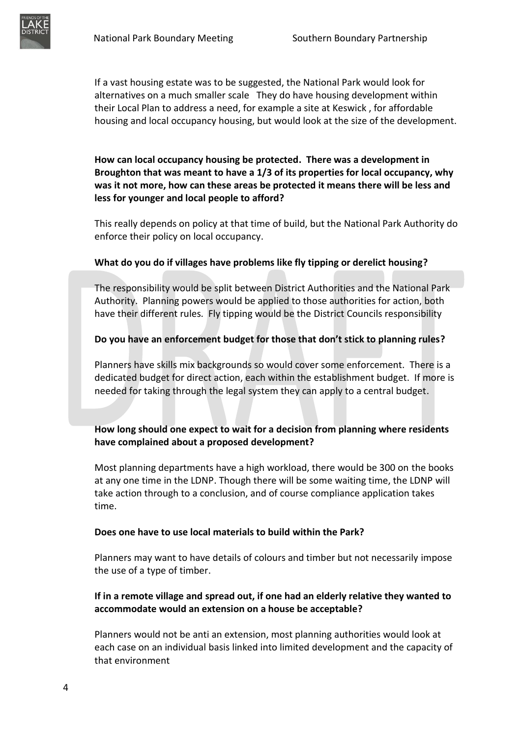If a vast housing estate was to be suggested, the National Park would look for alternatives on a much smaller scale They do have housing development within their Local Plan to address a need, for example a site at Keswick , for affordable housing and local occupancy housing, but would look at the size of the development.

**How can local occupancy housing be protected. There was a development in Broughton that was meant to have a 1/3 of its properties for local occupancy, why was it not more, how can these areas be protected it means there will be less and less for younger and local people to afford?**

This really depends on policy at that time of build, but the National Park Authority do enforce their policy on local occupancy.

**What do you do if villages have problems like fly tipping or derelict housing?**

The responsibility would be split between District Authorities and the National Park Authority. Planning powers would be applied to those authorities for action, both have their different rules. Fly tipping would be the District Councils responsibility

**Do you have an enforcement budget for those that don't stick to planning rules?**

Planners have skills mix backgrounds so would cover some enforcement. There is a dedicated budget for direct action, each within the establishment budget. If more is needed for taking through the legal system they can apply to a central budget.

**How long should one expect to wait for a decision from planning where residents have complained about a proposed development?**

Most planning departments have a high workload, there would be 300 on the books at any one time in the LDNP. Though there will be some waiting time, the LDNP will take action through to a conclusion, and of course compliance application takes time.

**Does one have to use local materials to build within the Park?**

Planners may want to have details of colours and timber but not necessarily impose the use of a type of timber.

**If in a remote village and spread out, if one had an elderly relative they wanted to accommodate would an extension on a house be acceptable?**

Planners would not be anti an extension, most planning authorities would look at each case on an individual basis linked into limited development and the capacity of that environment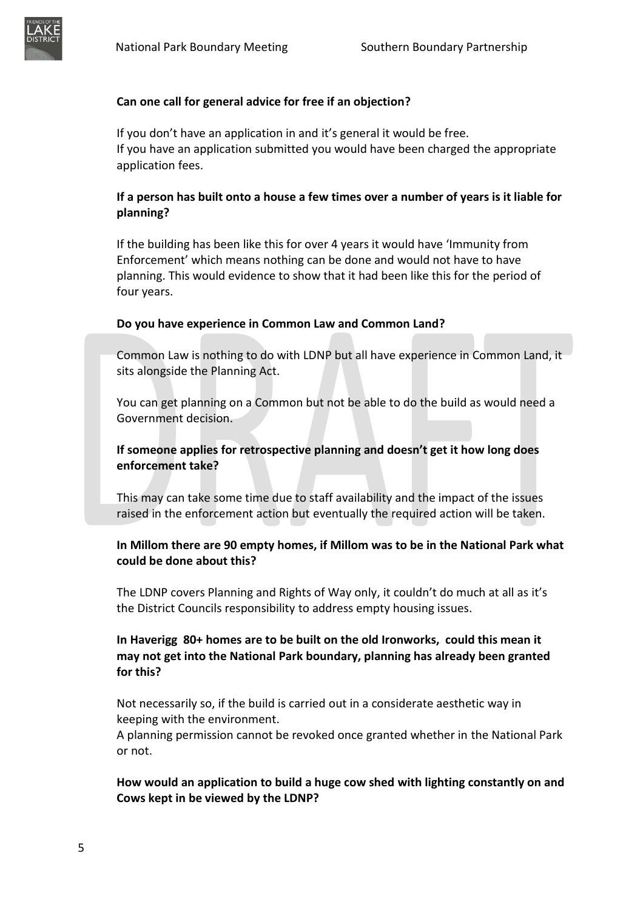**Can one call for general advice for free if an objection?**

If you don't have an application in and it's general it would be free.
If you have an application submitted you would have been charged the appropriate application fees.

**If a person has built onto a house a few times over a number of years is it liable for planning?**

If the building has been like this for over 4 years it would have 'Immunity from Enforcement' which means nothing can be done and would not have to have planning. This would evidence to show that it had been like this for the period of four years.

**Do you have experience in Common Law and Common Land?**

Common Law is nothing to do with LDNP but all have experience in Common Land, it sits alongside the Planning Act.

You can get planning on a Common but not be able to do the build as would need a Government decision.

**If someone applies for retrospective planning and doesn't get it how long does enforcement take?**

This may can take some time due to staff availability and the impact of the issues raised in the enforcement action but eventually the required action will be taken.

**In Millom there are 90 empty homes, if Millom was to be in the National Park what could be done about this?**

The LDNP covers Planning and Rights of Way only, it couldn't do much at all as it's the District Councils responsibility to address empty housing issues.

**In Haverigg 80+ homes are to be built on the old Ironworks, could this mean it may not get into the National Park boundary, planning has already been granted for this?**

Not necessarily so, if the build is carried out in a considerate aesthetic way in keeping with the environment.
A planning permission cannot be revoked once granted whether in the National Park or not.

**How would an application to build a huge cow shed with lighting constantly on and Cows kept in be viewed by the LDNP?**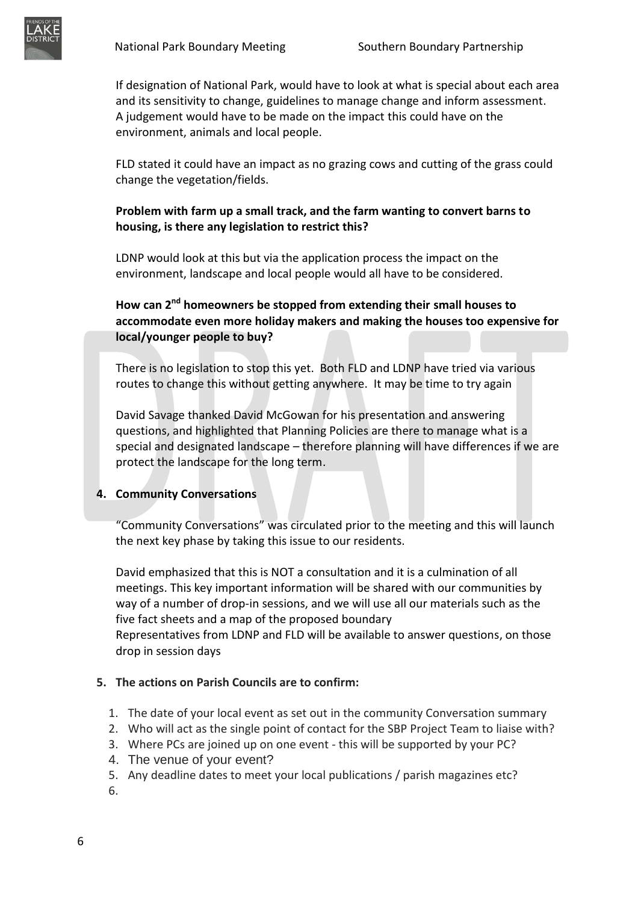If designation of National Park, would have to look at what is special about each area and its sensitivity to change, guidelines to manage change and inform assessment. A judgement would have to be made on the impact this could have on the environment, animals and local people.

FLD stated it could have an impact as no grazing cows and cutting of the grass could change the vegetation/fields.

**Problem with farm up a small track, and the farm wanting to convert barns to housing, is there any legislation to restrict this?**

LDNP would look at this but via the application process the impact on the environment, landscape and local people would all have to be considered.

**How can 2nd homeowners be stopped from extending their small houses to accommodate even more holiday makers and making the houses too expensive for local/younger people to buy?**

There is no legislation to stop this yet. Both FLD and LDNP have tried via various routes to change this without getting anywhere. It may be time to try again

David Savage thanked David McGowan for his presentation and answering questions, and highlighted that Planning Policies are there to manage what is a special and designated landscape – therefore planning will have differences if we are protect the landscape for the long term.

**4. Community Conversations**

"Community Conversations" was circulated prior to the meeting and this will launch the next key phase by taking this issue to our residents.

David emphasized that this is NOT a consultation and it is a culmination of all meetings. This key important information will be shared with our communities by way of a number of drop-in sessions, and we will use all our materials such as the five fact sheets and a map of the proposed boundary
Representatives from LDNP and FLD will be available to answer questions, on those drop in session days

**5. The actions on Parish Councils are to confirm:**

1. The date of your local event as set out in the community Conversation summary
2. Who will act as the single point of contact for the SBP Project Team to liaise with?
3. Where PCs are joined up on one event - this will be supported by your PC?
4. The venue of your event?
5. Any deadline dates to meet your local publications / parish magazines etc?
6.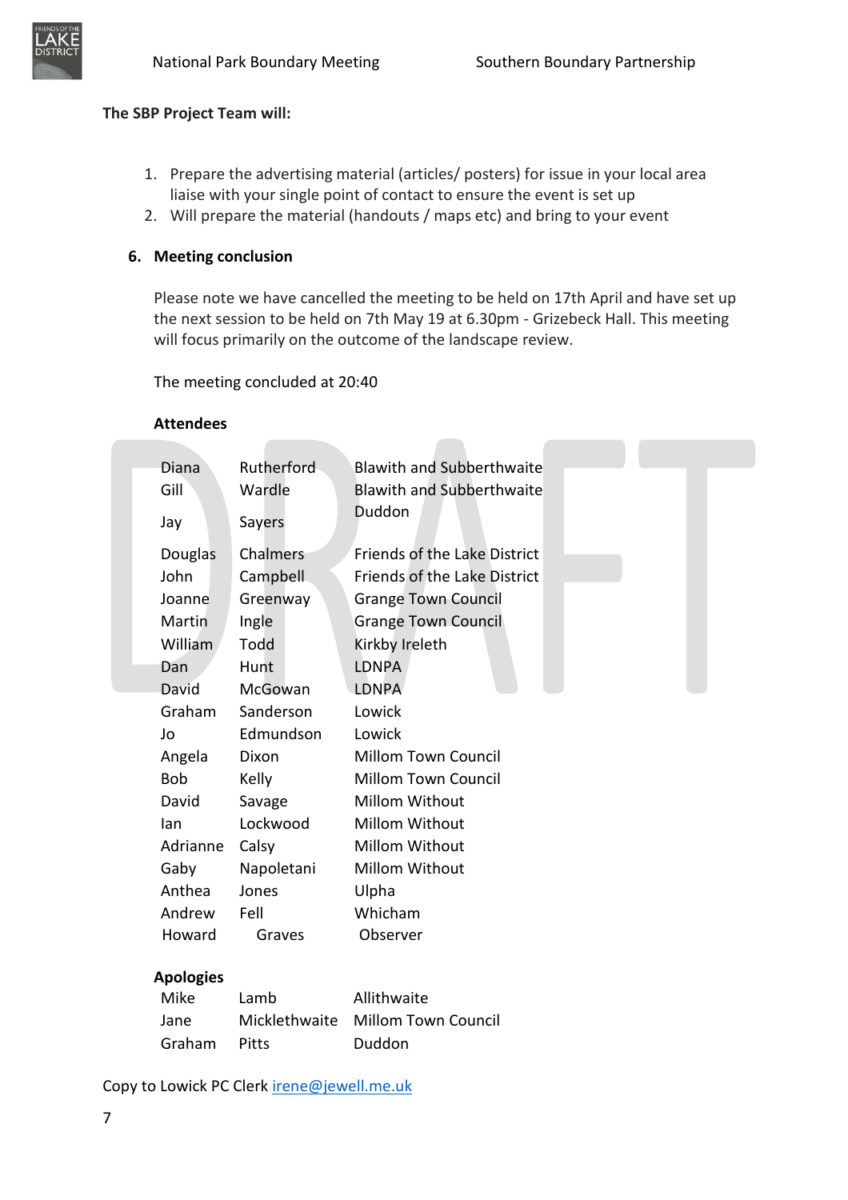**The SBP Project Team will:**

1. Prepare the advertising material (articles/ posters) for issue in your local area liaise with your single point of contact to ensure the event is set up
2. Will prepare the material (handouts / maps etc) and bring to your event

**6. Meeting conclusion**

Please note we have cancelled the meeting to be held on 17th April and have set up the next session to be held on 7th May 19 at 6.30pm - Grizebeck Hall. This meeting will focus primarily on the outcome of the landscape review.

The meeting concluded at 20:40

**Attendees**

| | | |
|---|---|---|
| Diana | Rutherford | Blawith and Subberthwaite |
| Gill | Wardle | Blawith and Subberthwaite |
| Jay | Sayers | Duddon |
| Douglas | Chalmers | Friends of the Lake District |
| John | Campbell | Friends of the Lake District |
| Joanne | Greenway | Grange Town Council |
| Martin | Ingle | Grange Town Council |
| William | Todd | Kirkby Ireleth |
| Dan | Hunt | LDNPA |
| David | McGowan | LDNPA |
| Graham | Sanderson | Lowick |
| Jo | Edmundson | Lowick |
| Angela | Dixon | Millom Town Council |
| Bob | Kelly | Millom Town Council |
| David | Savage | Millom Without |
| Ian | Lockwood | Millom Without |
| Adrianne | Calsy | Millom Without |
| Gaby | Napoletani | Millom Without |
| Anthea | Jones | Ulpha |
| Andrew | Fell | Whicham |
| Howard | Graves | Observer |

**Apologies**

| | | |
|---|---|---|
| Mike | Lamb | Allithwaite |
| Jane | Micklethwaite | Millom Town Council |
| Graham | Pitts | Duddon |

Copy to Lowick PC Clerk irene@jewell.me.uk